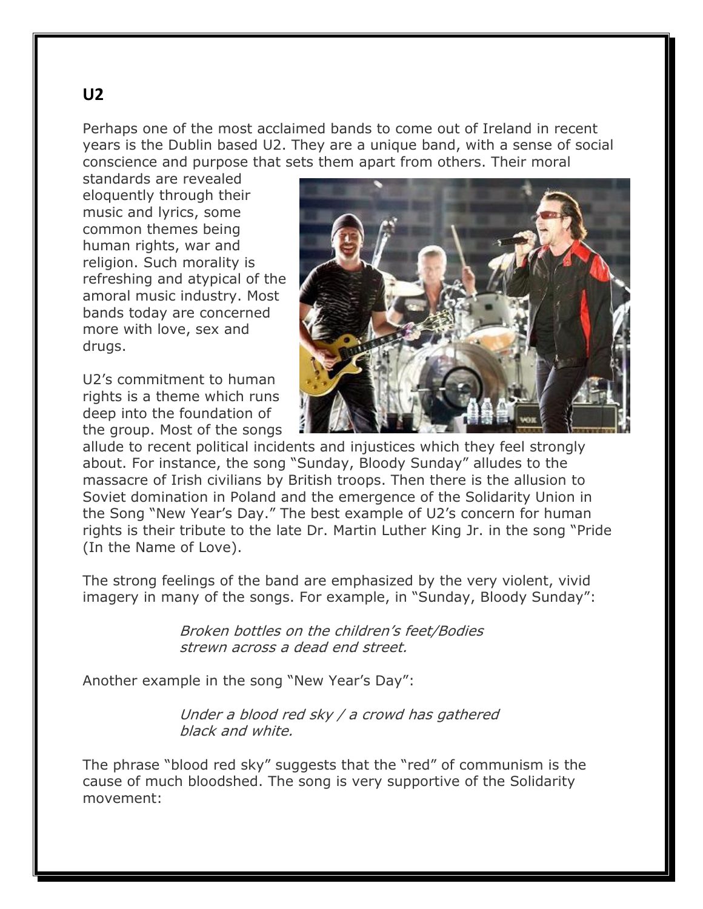## U2

Perhaps one of the most acclaimed bands to come out of Ireland in recent years is the Dublin based U2. They are a unique band, with a sense of social conscience and purpose that sets them apart from others. Their moral standards are revealed eloquently through their music and lyrics, some common themes being human rights, war and religion. Such morality is refreshing and atypical of the amoral music industry. Most bands today are concerned more with love, sex and drugs.

U2's commitment to human rights is a theme which runs deep into the foundation of the group. Most of the songs allude to recent political incidents and injustices which they feel strongly about. For instance, the song "Sunday, Bloody Sunday" alludes to the massacre of Irish civilians by British troops. Then there is the allusion to Soviet domination in Poland and the emergence of the Solidarity Union in the Song "New Year's Day." The best example of U2's concern for human rights is their tribute to the late Dr. Martin Luther King Jr. in the song "Pride (In the Name of Love).

The strong feelings of the band are emphasized by the very violent, vivid imagery in many of the songs. For example, in "Sunday, Bloody Sunday":

> *Broken bottles on the children's feet/Bodies strewn across a dead end street.*

Another example in the song "New Year's Day":

> *Under a blood red sky / a crowd has gathered black and white.*

The phrase "blood red sky" suggests that the "red" of communism is the cause of much bloodshed. The song is very supportive of the Solidarity movement: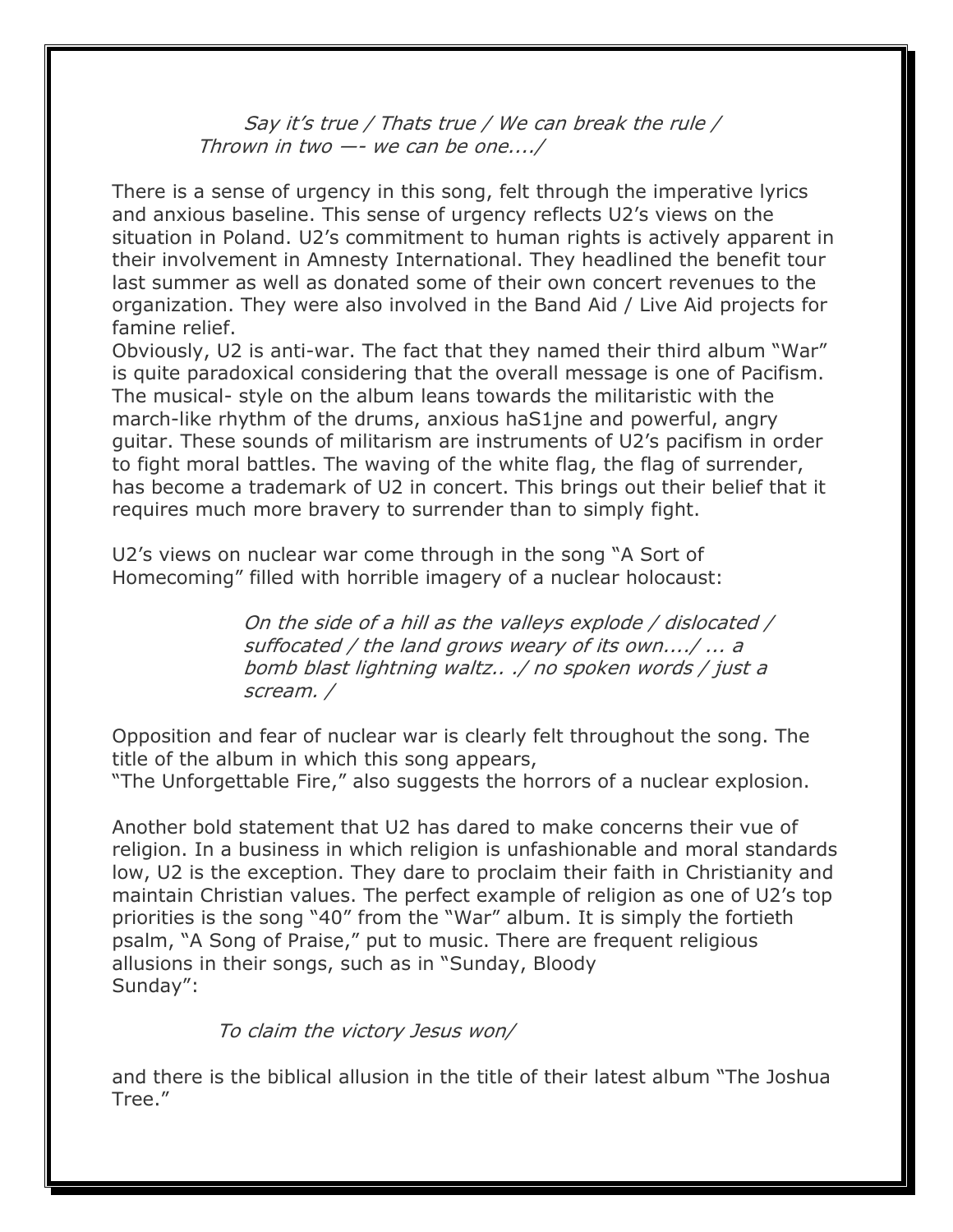*Say it's true / Thats true / We can break the rule / Thrown in two —- we can be one..../*

There is a sense of urgency in this song, felt through the imperative lyrics and anxious baseline. This sense of urgency reflects U2's views on the situation in Poland. U2's commitment to human rights is actively apparent in their involvement in Amnesty International. They headlined the benefit tour last summer as well as donated some of their own concert revenues to the organization. They were also involved in the Band Aid / Live Aid projects for famine relief.

Obviously, U2 is anti-war. The fact that they named their third album "War" is quite paradoxical considering that the overall message is one of Pacifism. The musical- style on the album leans towards the militaristic with the march-like rhythm of the drums, anxious haS1jne and powerful, angry guitar. These sounds of militarism are instruments of U2's pacifism in order to fight moral battles. The waving of the white flag, the flag of surrender, has become a trademark of U2 in concert. This brings out their belief that it requires much more bravery to surrender than to simply fight.

U2's views on nuclear war come through in the song "A Sort of Homecoming" filled with horrible imagery of a nuclear holocaust:

*On the side of a hill as the valleys explode / dislocated / suffocated / the land grows weary of its own..../ ... a bomb blast lightning waltz.. ./ no spoken words / just a scream. /*

Opposition and fear of nuclear war is clearly felt throughout the song. The title of the album in which this song appears, "The Unforgettable Fire," also suggests the horrors of a nuclear explosion.

Another bold statement that U2 has dared to make concerns their vue of religion. In a business in which religion is unfashionable and moral standards low, U2 is the exception. They dare to proclaim their faith in Christianity and maintain Christian values. The perfect example of religion as one of U2's top priorities is the song "40" from the "War" album. It is simply the fortieth psalm, "A Song of Praise," put to music. There are frequent religious allusions in their songs, such as in "Sunday, Bloody Sunday":

*To claim the victory Jesus won/*

and there is the biblical allusion in the title of their latest album "The Joshua Tree."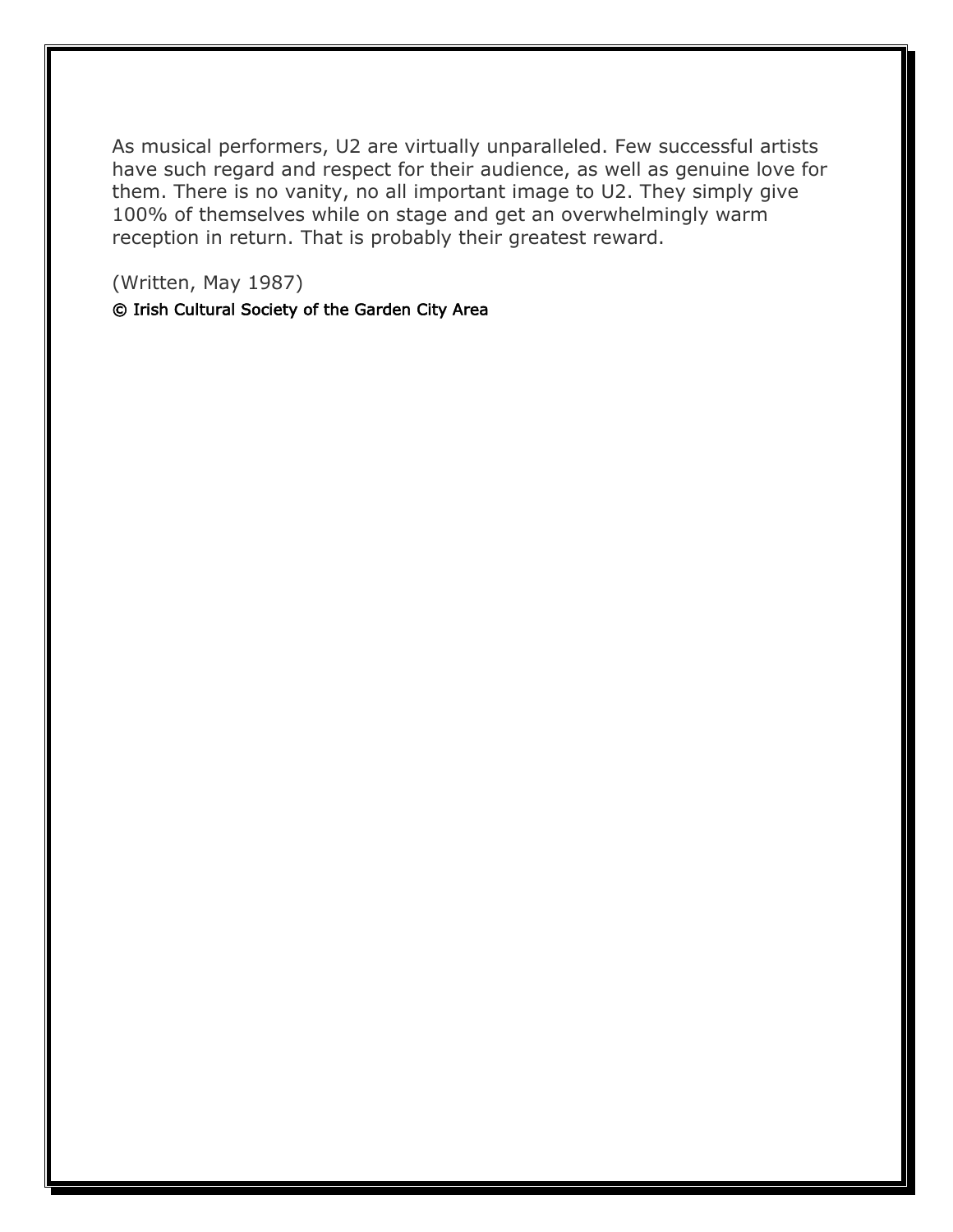As musical performers, U2 are virtually unparalleled. Few successful artists have such regard and respect for their audience, as well as genuine love for them. There is no vanity, no all important image to U2. They simply give 100% of themselves while on stage and get an overwhelmingly warm reception in return. That is probably their greatest reward.

(Written, May 1987)

© Irish Cultural Society of the Garden City Area